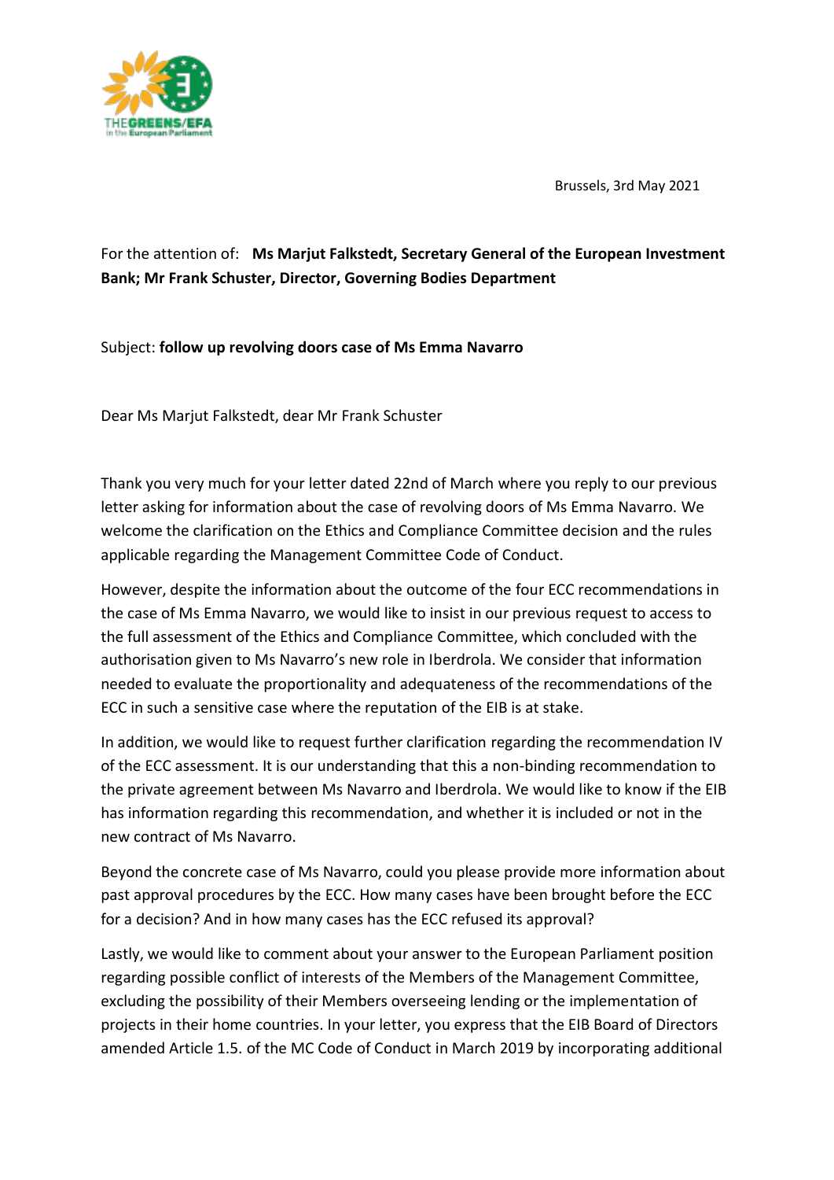Brussels, 3rd May 2021

For the attention of: **Ms Marjut Falkstedt, Secretary General of the European Investment Bank; Mr Frank Schuster, Director, Governing Bodies Department**

Subject: **follow up revolving doors case of Ms Emma Navarro**

Dear Ms Marjut Falkstedt, dear Mr Frank Schuster

Thank you very much for your letter dated 22nd of March where you reply to our previous letter asking for information about the case of revolving doors of Ms Emma Navarro. We welcome the clarification on the Ethics and Compliance Committee decision and the rules applicable regarding the Management Committee Code of Conduct.

However, despite the information about the outcome of the four ECC recommendations in the case of Ms Emma Navarro, we would like to insist in our previous request to access to the full assessment of the Ethics and Compliance Committee, which concluded with the authorisation given to Ms Navarro's new role in Iberdrola. We consider that information needed to evaluate the proportionality and adequateness of the recommendations of the ECC in such a sensitive case where the reputation of the EIB is at stake.

In addition, we would like to request further clarification regarding the recommendation IV of the ECC assessment. It is our understanding that this a non-binding recommendation to the private agreement between Ms Navarro and Iberdrola. We would like to know if the EIB has information regarding this recommendation, and whether it is included or not in the new contract of Ms Navarro.

Beyond the concrete case of Ms Navarro, could you please provide more information about past approval procedures by the ECC. How many cases have been brought before the ECC for a decision? And in how many cases has the ECC refused its approval?

Lastly, we would like to comment about your answer to the European Parliament position regarding possible conflict of interests of the Members of the Management Committee, excluding the possibility of their Members overseeing lending or the implementation of projects in their home countries. In your letter, you express that the EIB Board of Directors amended Article 1.5. of the MC Code of Conduct in March 2019 by incorporating additional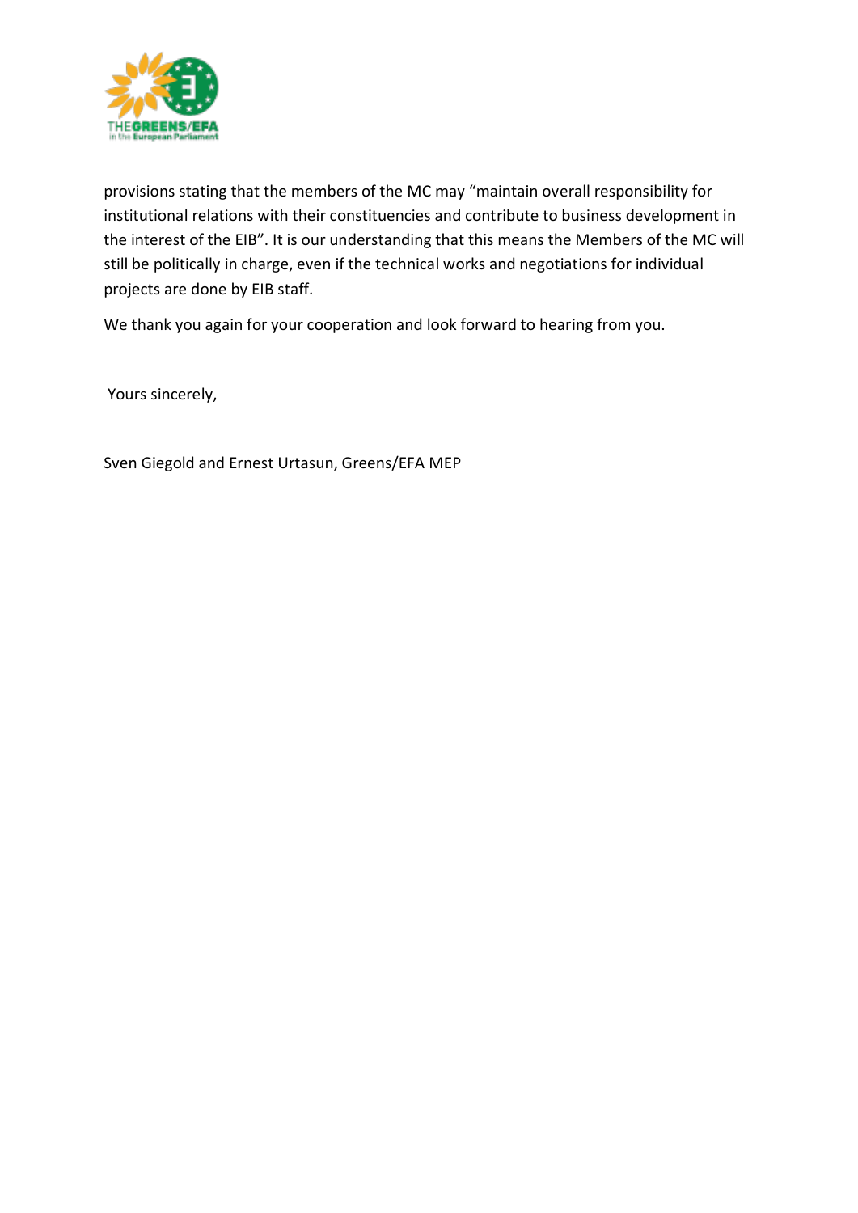provisions stating that the members of the MC may "maintain overall responsibility for institutional relations with their constituencies and contribute to business development in the interest of the EIB". It is our understanding that this means the Members of the MC will still be politically in charge, even if the technical works and negotiations for individual projects are done by EIB staff.

We thank you again for your cooperation and look forward to hearing from you.

Yours sincerely,

Sven Giegold and Ernest Urtasun, Greens/EFA MEP